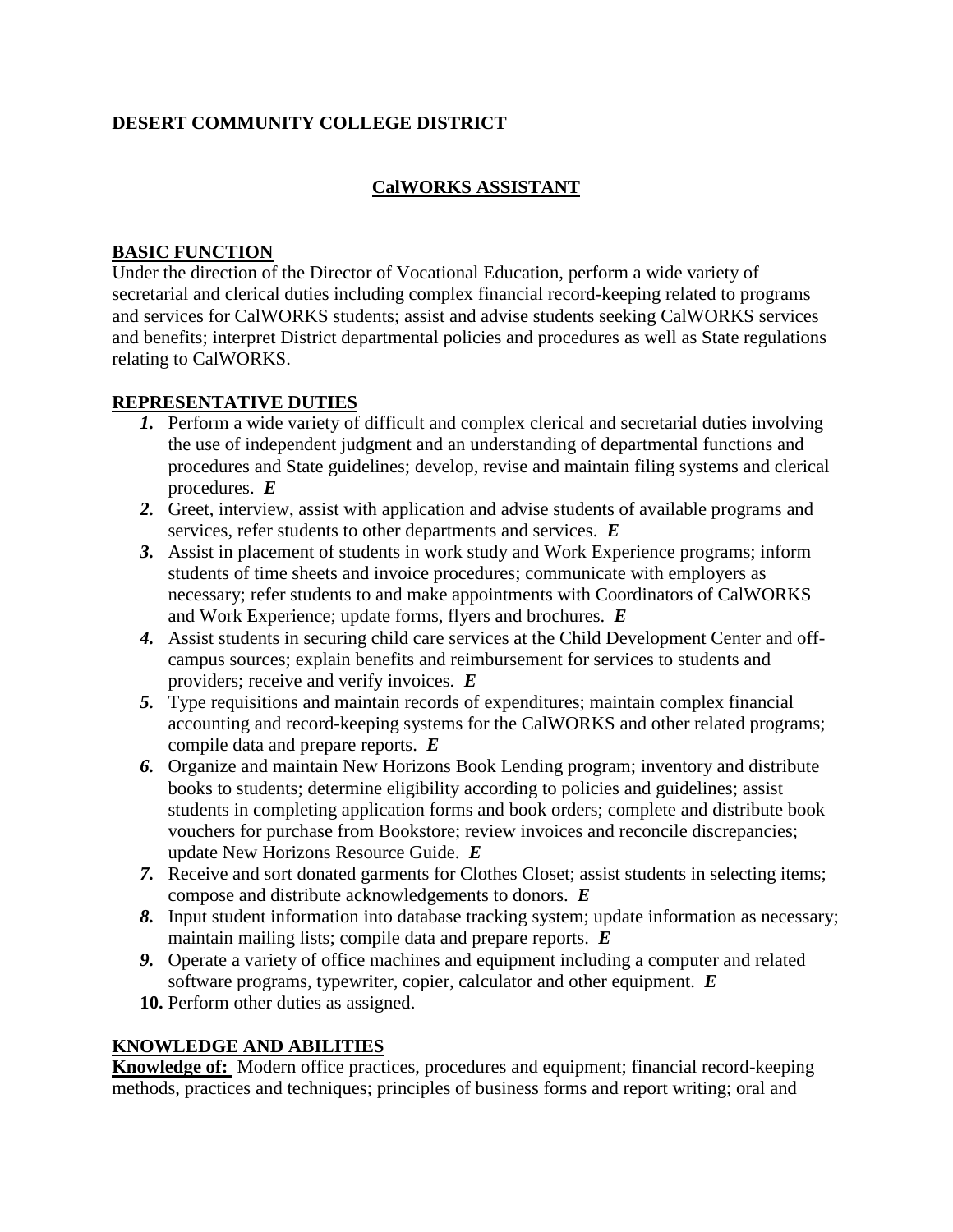**DESERT COMMUNITY COLLEGE DISTRICT**

## CalWORKS ASSISTANT

### BASIC FUNCTION

Under the direction of the Director of Vocational Education, perform a wide variety of secretarial and clerical duties including complex financial record-keeping related to programs and services for CalWORKS students; assist and advise students seeking CalWORKS services and benefits; interpret District departmental policies and procedures as well as State regulations relating to CalWORKS.

### REPRESENTATIVE DUTIES

1. Perform a wide variety of difficult and complex clerical and secretarial duties involving the use of independent judgment and an understanding of departmental functions and procedures and State guidelines; develop, revise and maintain filing systems and clerical procedures. ***E***
2. Greet, interview, assist with application and advise students of available programs and services, refer students to other departments and services. ***E***
3. Assist in placement of students in work study and Work Experience programs; inform students of time sheets and invoice procedures; communicate with employers as necessary; refer students to and make appointments with Coordinators of CalWORKS and Work Experience; update forms, flyers and brochures. ***E***
4. Assist students in securing child care services at the Child Development Center and off-campus sources; explain benefits and reimbursement for services to students and providers; receive and verify invoices. ***E***
5. Type requisitions and maintain records of expenditures; maintain complex financial accounting and record-keeping systems for the CalWORKS and other related programs; compile data and prepare reports. ***E***
6. Organize and maintain New Horizons Book Lending program; inventory and distribute books to students; determine eligibility according to policies and guidelines; assist students in completing application forms and book orders; complete and distribute book vouchers for purchase from Bookstore; review invoices and reconcile discrepancies; update New Horizons Resource Guide. ***E***
7. Receive and sort donated garments for Clothes Closet; assist students in selecting items; compose and distribute acknowledgements to donors. ***E***
8. Input student information into database tracking system; update information as necessary; maintain mailing lists; compile data and prepare reports. ***E***
9. Operate a variety of office machines and equipment including a computer and related software programs, typewriter, copier, calculator and other equipment. ***E***
10. Perform other duties as assigned.

### KNOWLEDGE AND ABILITIES

**Knowledge of:** Modern office practices, procedures and equipment; financial record-keeping methods, practices and techniques; principles of business forms and report writing; oral and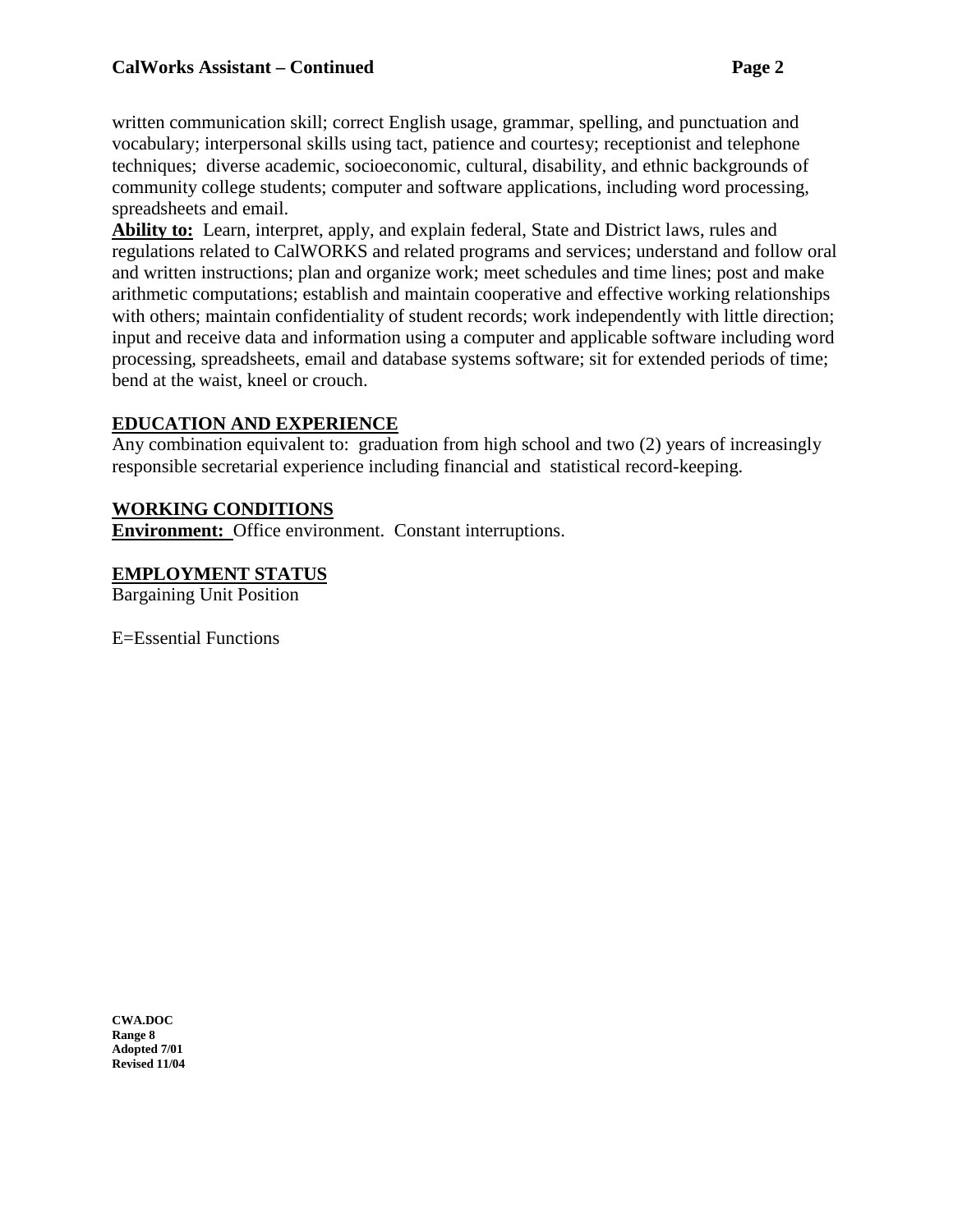written communication skill; correct English usage, grammar, spelling, and punctuation and vocabulary; interpersonal skills using tact, patience and courtesy; receptionist and telephone techniques; diverse academic, socioeconomic, cultural, disability, and ethnic backgrounds of community college students; computer and software applications, including word processing, spreadsheets and email.

**Ability to:** Learn, interpret, apply, and explain federal, State and District laws, rules and regulations related to CalWORKS and related programs and services; understand and follow oral and written instructions; plan and organize work; meet schedules and time lines; post and make arithmetic computations; establish and maintain cooperative and effective working relationships with others; maintain confidentiality of student records; work independently with little direction; input and receive data and information using a computer and applicable software including word processing, spreadsheets, email and database systems software; sit for extended periods of time; bend at the waist, kneel or crouch.

## EDUCATION AND EXPERIENCE

Any combination equivalent to: graduation from high school and two (2) years of increasingly responsible secretarial experience including financial and statistical record-keeping.

## WORKING CONDITIONS

**Environment:** Office environment. Constant interruptions.

## EMPLOYMENT STATUS

Bargaining Unit Position

E=Essential Functions

**CWA.DOC**
**Range 8**
**Adopted 7/01**
**Revised 11/04**